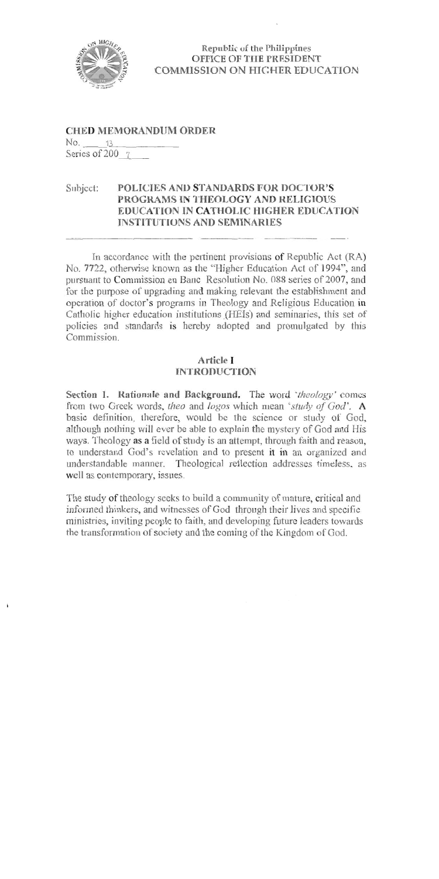Republic of the Philippines
OFFICE OF THE PRESIDENT
COMMISSION ON HIGHER EDUCATION

**CHED MEMORANDUM ORDER**
No. 13
Series of 2007

Subject: **POLICIES AND STANDARDS FOR DOCTOR'S PROGRAMS IN THEOLOGY AND RELIGIOUS EDUCATION IN CATHOLIC HIGHER EDUCATION INSTITUTIONS AND SEMINARIES**

In accordance with the pertinent provisions of Republic Act (RA) No. 7722, otherwise known as the "Higher Education Act of 1994", and pursuant to Commission en Banc Resolution No. 088 series of 2007, and for the purpose of upgrading and making relevant the establishment and operation of doctor's programs in Theology and Religious Education in Catholic higher education institutions (HEIs) and seminaries, this set of policies and standards is hereby adopted and promulgated by this Commission.

## Article I
## INTRODUCTION

**Section 1. Rationale and Background.** The word '*theology*' comes from two Greek words, *theo* and *logos* which mean '*study of God*'. A basic definition, therefore, would be the science or study of God, although nothing will ever be able to explain the mystery of God and His ways. Theology as a field of study is an attempt, through faith and reason, to understand God's revelation and to present it in an organized and understandable manner. Theological reflection addresses timeless, as well as contemporary, issues.

The study of theology seeks to build a community of mature, critical and informed thinkers, and witnesses of God through their lives and specific ministries, inviting people to faith, and developing future leaders towards the transformation of society and the coming of the Kingdom of God.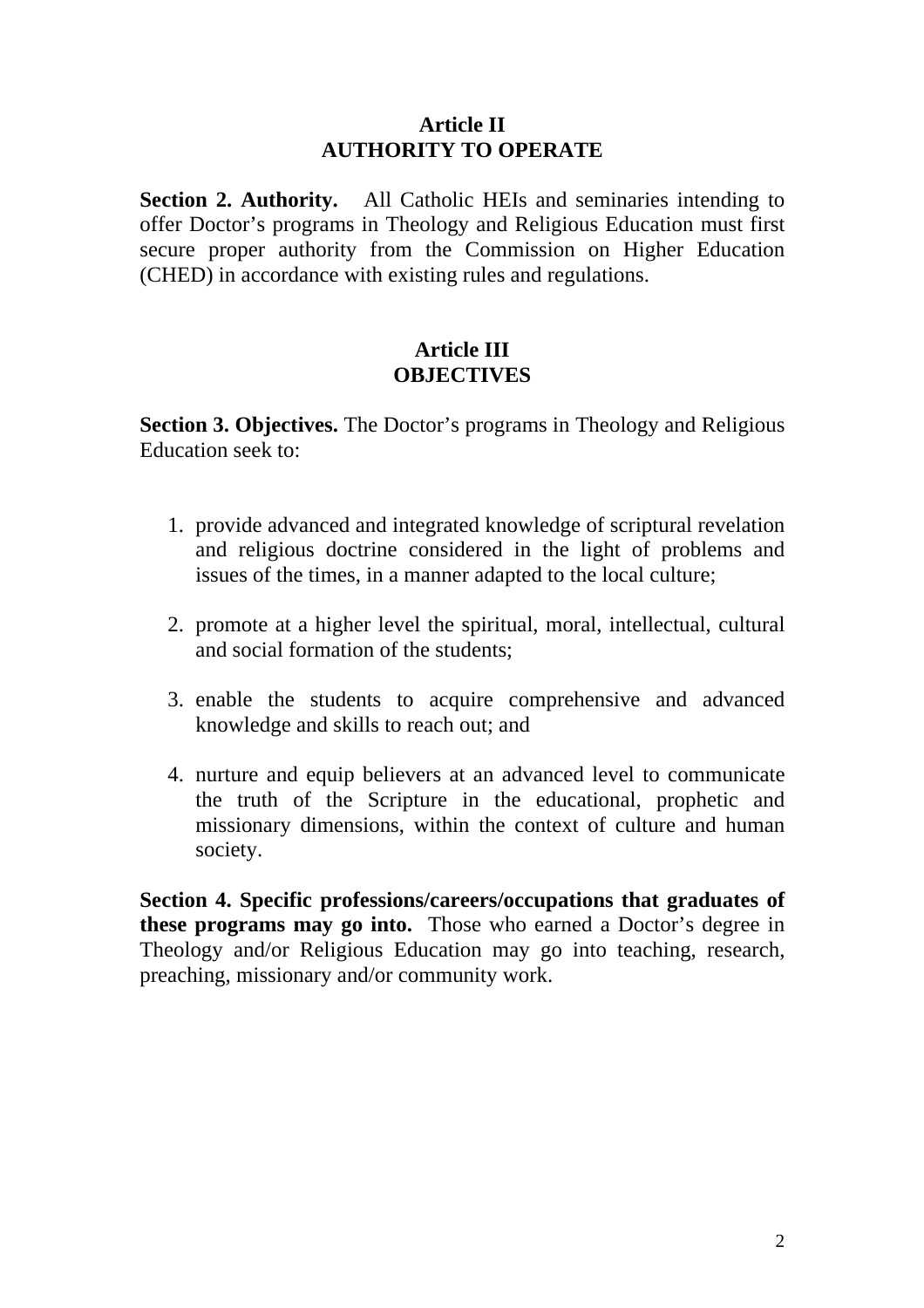## Article II
## AUTHORITY TO OPERATE

**Section 2. Authority.** All Catholic HEIs and seminaries intending to offer Doctor's programs in Theology and Religious Education must first secure proper authority from the Commission on Higher Education (CHED) in accordance with existing rules and regulations.

## Article III
## OBJECTIVES

**Section 3. Objectives.** The Doctor's programs in Theology and Religious Education seek to:

1. provide advanced and integrated knowledge of scriptural revelation and religious doctrine considered in the light of problems and issues of the times, in a manner adapted to the local culture;

2. promote at a higher level the spiritual, moral, intellectual, cultural and social formation of the students;

3. enable the students to acquire comprehensive and advanced knowledge and skills to reach out; and

4. nurture and equip believers at an advanced level to communicate the truth of the Scripture in the educational, prophetic and missionary dimensions, within the context of culture and human society.

**Section 4. Specific professions/careers/occupations that graduates of these programs may go into.** Those who earned a Doctor's degree in Theology and/or Religious Education may go into teaching, research, preaching, missionary and/or community work.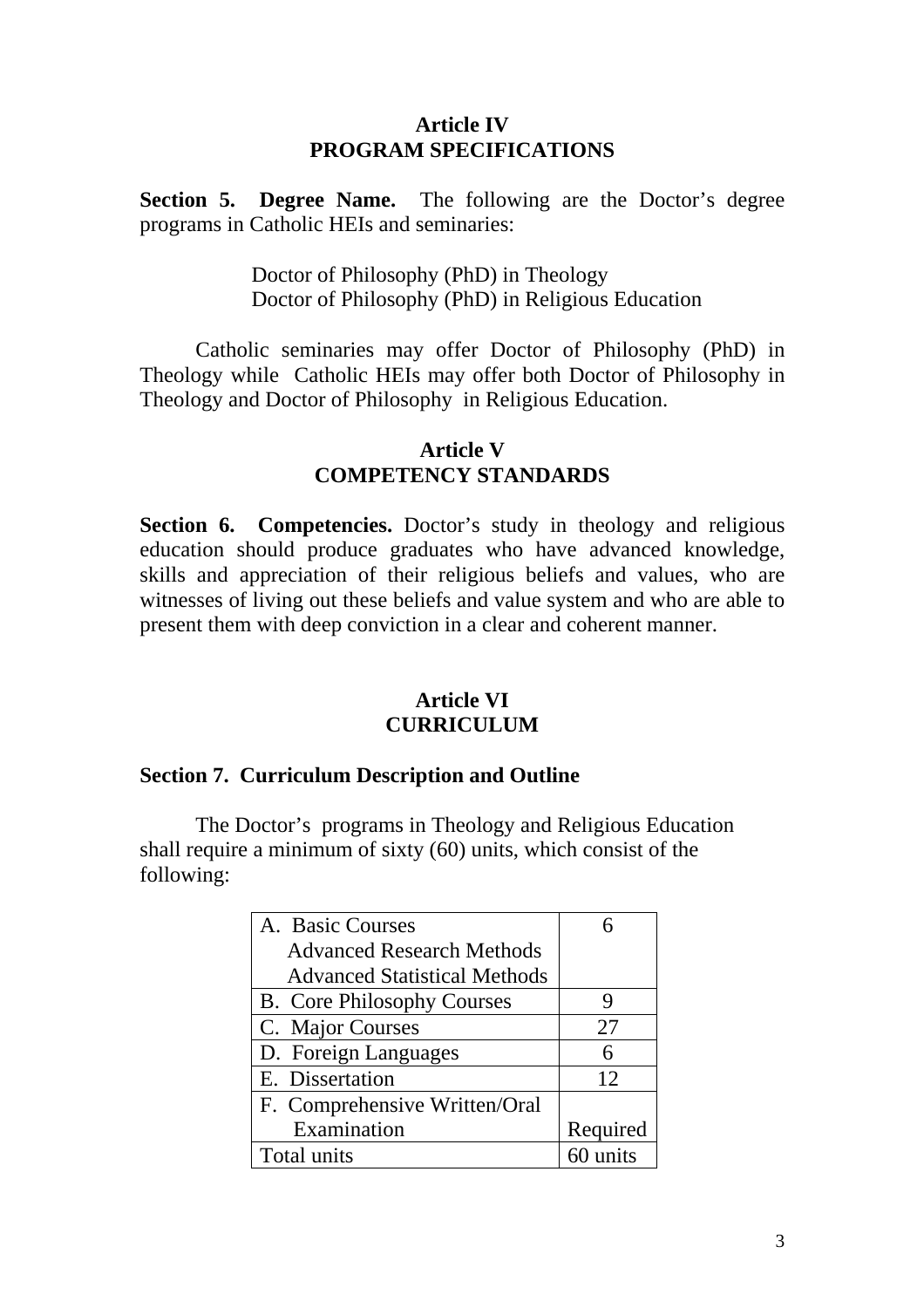## Article IV
## PROGRAM SPECIFICATIONS

**Section 5. Degree Name.** The following are the Doctor's degree programs in Catholic HEIs and seminaries:

Doctor of Philosophy (PhD) in Theology
Doctor of Philosophy (PhD) in Religious Education

Catholic seminaries may offer Doctor of Philosophy (PhD) in Theology while Catholic HEIs may offer both Doctor of Philosophy in Theology and Doctor of Philosophy in Religious Education.

## Article V
## COMPETENCY STANDARDS

**Section 6. Competencies.** Doctor's study in theology and religious education should produce graduates who have advanced knowledge, skills and appreciation of their religious beliefs and values, who are witnesses of living out these beliefs and value system and who are able to present them with deep conviction in a clear and coherent manner.

## Article VI
## CURRICULUM

**Section 7. Curriculum Description and Outline**

The Doctor's programs in Theology and Religious Education shall require a minimum of sixty (60) units, which consist of the following:

| | |
|---|---|
| A. Basic Courses<br>Advanced Research Methods<br>Advanced Statistical Methods | 6 |
| B. Core Philosophy Courses | 9 |
| C. Major Courses | 27 |
| D. Foreign Languages | 6 |
| E. Dissertation | 12 |
| F. Comprehensive Written/Oral Examination | Required |
| Total units | 60 units |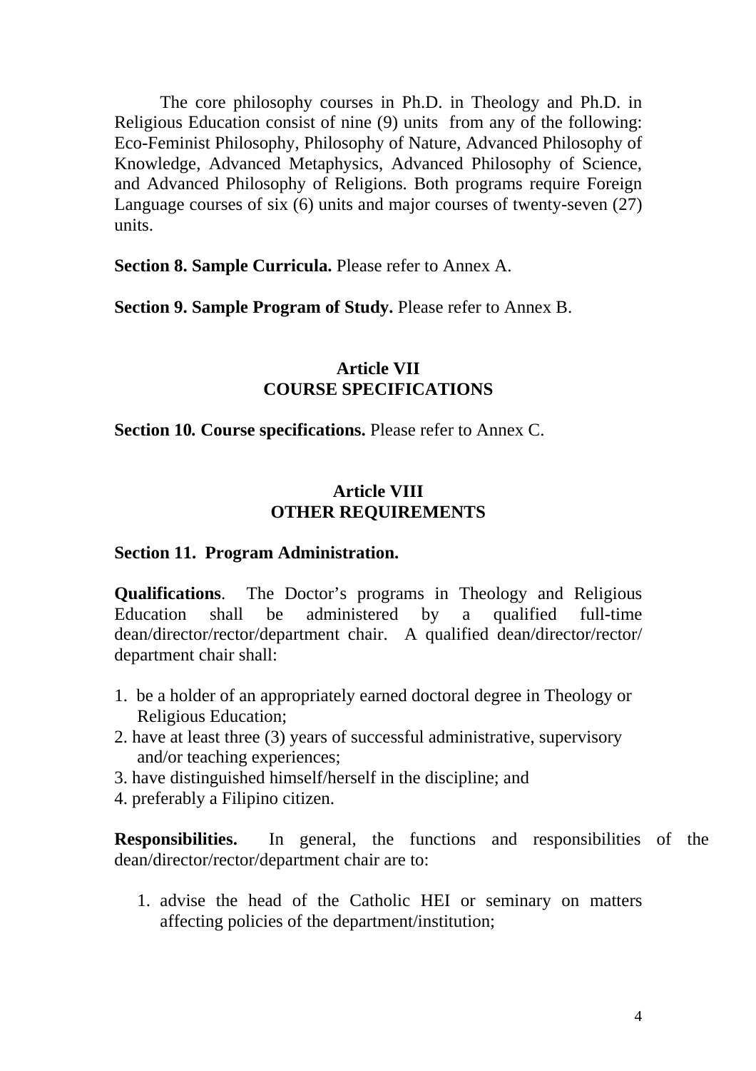The core philosophy courses in Ph.D. in Theology and Ph.D. in Religious Education consist of nine (9) units from any of the following: Eco-Feminist Philosophy, Philosophy of Nature, Advanced Philosophy of Knowledge, Advanced Metaphysics, Advanced Philosophy of Science, and Advanced Philosophy of Religions. Both programs require Foreign Language courses of six (6) units and major courses of twenty-seven (27) units.

**Section 8. Sample Curricula.** Please refer to Annex A.

**Section 9. Sample Program of Study.** Please refer to Annex B.

## Article VII
## COURSE SPECIFICATIONS

**Section 10. Course specifications.** Please refer to Annex C.

## Article VIII
## OTHER REQUIREMENTS

**Section 11. Program Administration.**

**Qualifications**. The Doctor's programs in Theology and Religious Education shall be administered by a qualified full-time dean/director/rector/department chair. A qualified dean/director/rector/department chair shall:

1. be a holder of an appropriately earned doctoral degree in Theology or Religious Education;
2. have at least three (3) years of successful administrative, supervisory and/or teaching experiences;
3. have distinguished himself/herself in the discipline; and
4. preferably a Filipino citizen.

**Responsibilities.** In general, the functions and responsibilities of the dean/director/rector/department chair are to:

1. advise the head of the Catholic HEI or seminary on matters affecting policies of the department/institution;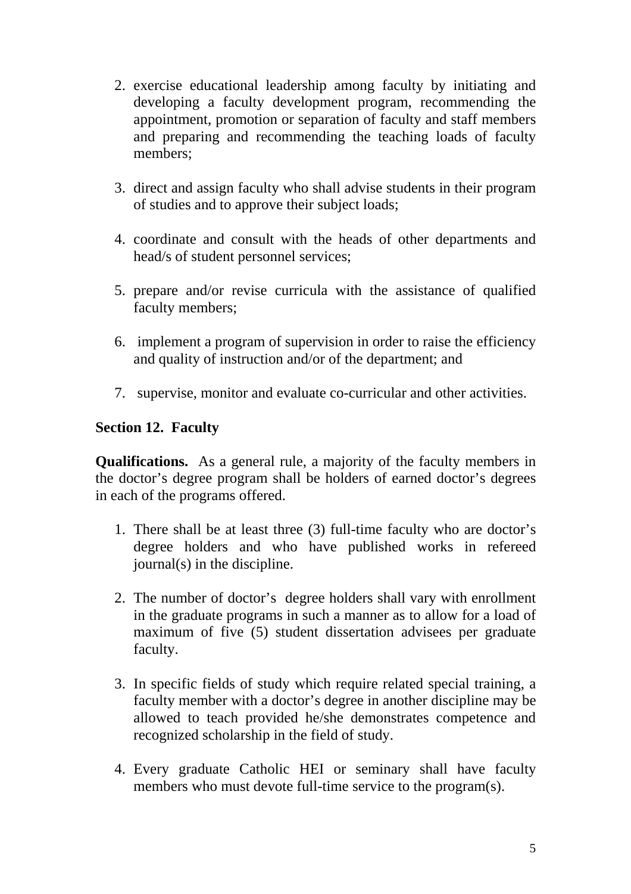2. exercise educational leadership among faculty by initiating and developing a faculty development program, recommending the appointment, promotion or separation of faculty and staff members and preparing and recommending the teaching loads of faculty members;

3. direct and assign faculty who shall advise students in their program of studies and to approve their subject loads;

4. coordinate and consult with the heads of other departments and head/s of student personnel services;

5. prepare and/or revise curricula with the assistance of qualified faculty members;

6. implement a program of supervision in order to raise the efficiency and quality of instruction and/or of the department; and

7. supervise, monitor and evaluate co-curricular and other activities.

**Section 12. Faculty**

**Qualifications.** As a general rule, a majority of the faculty members in the doctor's degree program shall be holders of earned doctor's degrees in each of the programs offered.

1. There shall be at least three (3) full-time faculty who are doctor's degree holders and who have published works in refereed journal(s) in the discipline.

2. The number of doctor's degree holders shall vary with enrollment in the graduate programs in such a manner as to allow for a load of maximum of five (5) student dissertation advisees per graduate faculty.

3. In specific fields of study which require related special training, a faculty member with a doctor's degree in another discipline may be allowed to teach provided he/she demonstrates competence and recognized scholarship in the field of study.

4. Every graduate Catholic HEI or seminary shall have faculty members who must devote full-time service to the program(s).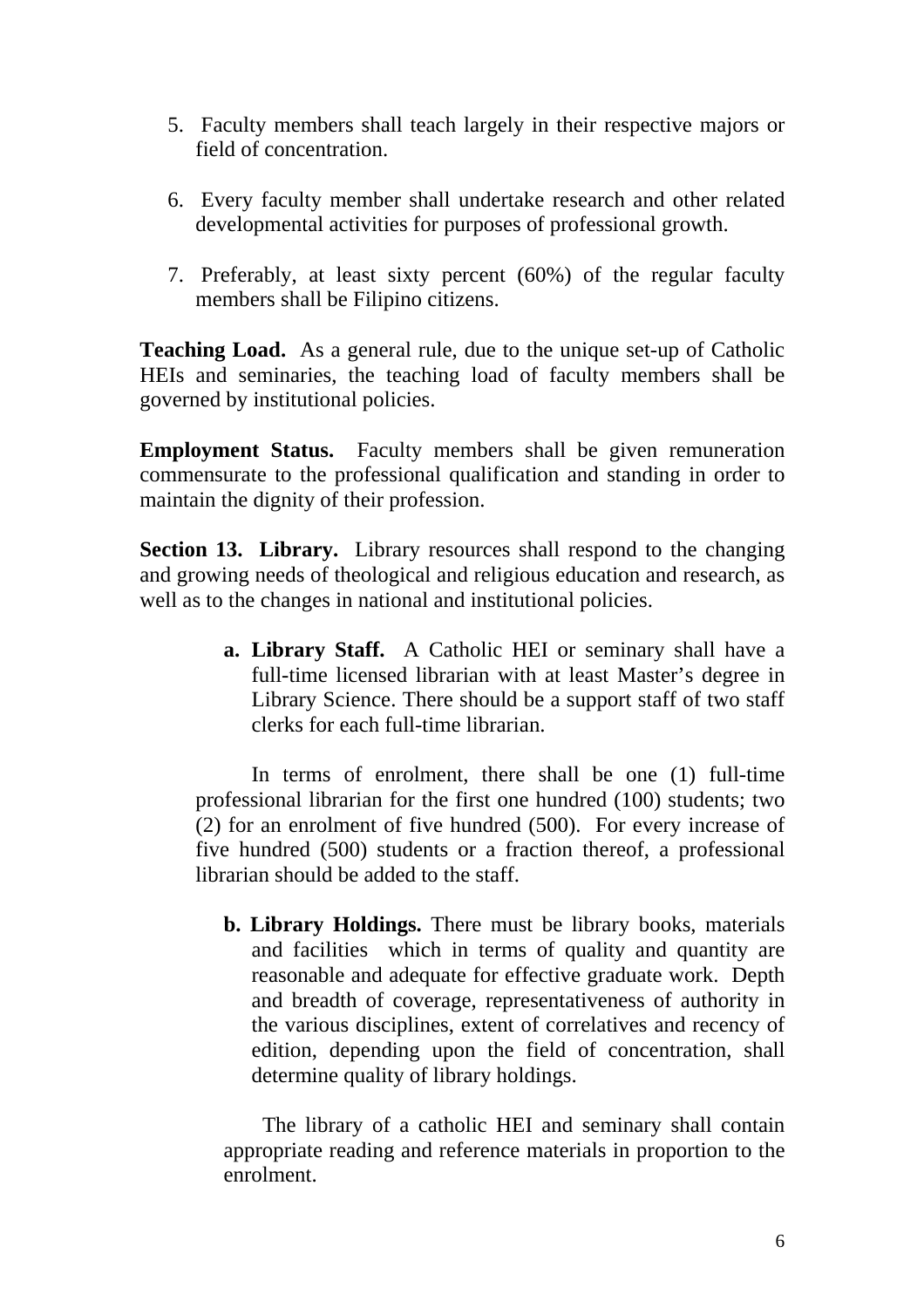5. Faculty members shall teach largely in their respective majors or field of concentration.

6. Every faculty member shall undertake research and other related developmental activities for purposes of professional growth.

7. Preferably, at least sixty percent (60%) of the regular faculty members shall be Filipino citizens.

**Teaching Load.** As a general rule, due to the unique set-up of Catholic HEIs and seminaries, the teaching load of faculty members shall be governed by institutional policies.

**Employment Status.** Faculty members shall be given remuneration commensurate to the professional qualification and standing in order to maintain the dignity of their profession.

**Section 13. Library.** Library resources shall respond to the changing and growing needs of theological and religious education and research, as well as to the changes in national and institutional policies.

**a. Library Staff.** A Catholic HEI or seminary shall have a full-time licensed librarian with at least Master's degree in Library Science. There should be a support staff of two staff clerks for each full-time librarian.

In terms of enrolment, there shall be one (1) full-time professional librarian for the first one hundred (100) students; two (2) for an enrolment of five hundred (500). For every increase of five hundred (500) students or a fraction thereof, a professional librarian should be added to the staff.

**b. Library Holdings.** There must be library books, materials and facilities which in terms of quality and quantity are reasonable and adequate for effective graduate work. Depth and breadth of coverage, representativeness of authority in the various disciplines, extent of correlatives and recency of edition, depending upon the field of concentration, shall determine quality of library holdings.

The library of a catholic HEI and seminary shall contain appropriate reading and reference materials in proportion to the enrolment.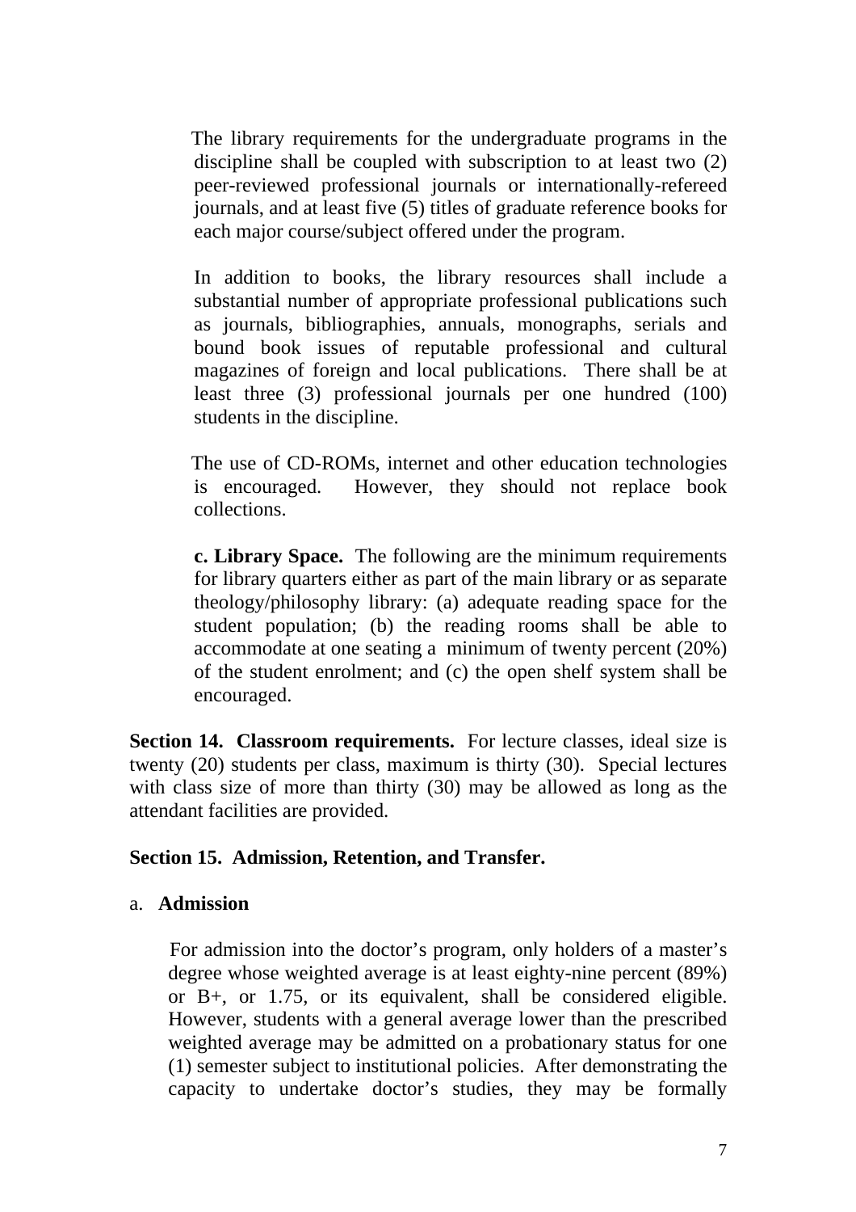The library requirements for the undergraduate programs in the discipline shall be coupled with subscription to at least two (2) peer-reviewed professional journals or internationally-refereed journals, and at least five (5) titles of graduate reference books for each major course/subject offered under the program.

In addition to books, the library resources shall include a substantial number of appropriate professional publications such as journals, bibliographies, annuals, monographs, serials and bound book issues of reputable professional and cultural magazines of foreign and local publications. There shall be at least three (3) professional journals per one hundred (100) students in the discipline.

The use of CD-ROMs, internet and other education technologies is encouraged. However, they should not replace book collections.

**c. Library Space.** The following are the minimum requirements for library quarters either as part of the main library or as separate theology/philosophy library: (a) adequate reading space for the student population; (b) the reading rooms shall be able to accommodate at one seating a minimum of twenty percent (20%) of the student enrolment; and (c) the open shelf system shall be encouraged.

**Section 14. Classroom requirements.** For lecture classes, ideal size is twenty (20) students per class, maximum is thirty (30). Special lectures with class size of more than thirty (30) may be allowed as long as the attendant facilities are provided.

**Section 15. Admission, Retention, and Transfer.**

a. **Admission**

For admission into the doctor's program, only holders of a master's degree whose weighted average is at least eighty-nine percent (89%) or B+, or 1.75, or its equivalent, shall be considered eligible. However, students with a general average lower than the prescribed weighted average may be admitted on a probationary status for one (1) semester subject to institutional policies. After demonstrating the capacity to undertake doctor's studies, they may be formally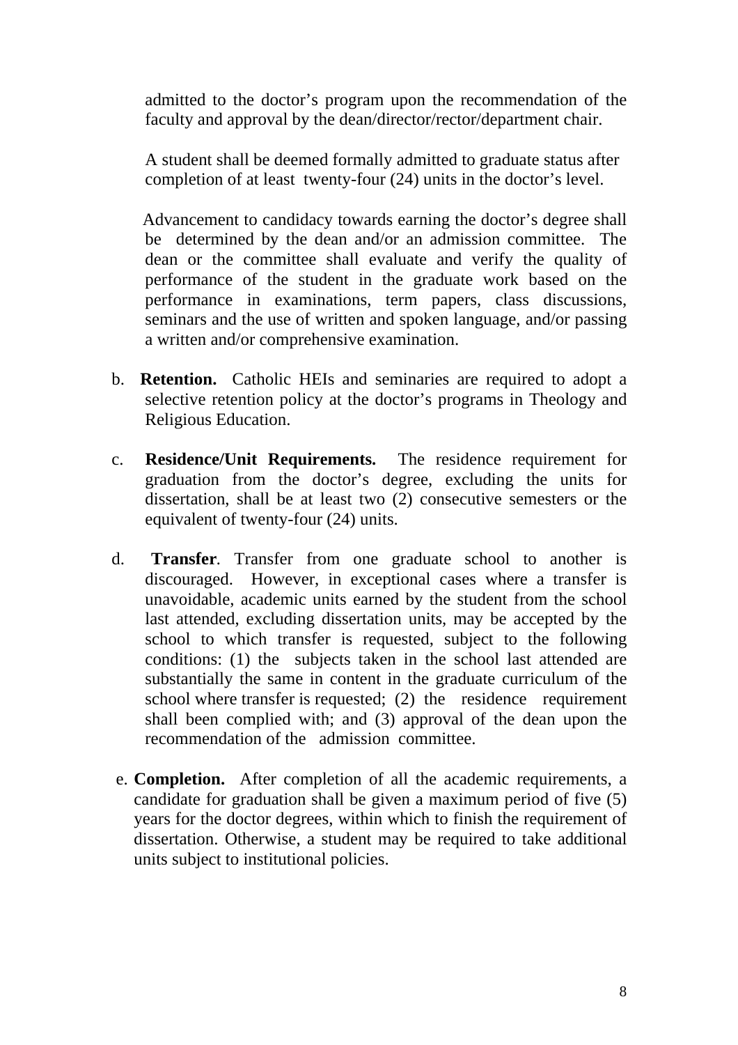admitted to the doctor's program upon the recommendation of the faculty and approval by the dean/director/rector/department chair.

A student shall be deemed formally admitted to graduate status after completion of at least twenty-four (24) units in the doctor's level.

Advancement to candidacy towards earning the doctor's degree shall be determined by the dean and/or an admission committee. The dean or the committee shall evaluate and verify the quality of performance of the student in the graduate work based on the performance in examinations, term papers, class discussions, seminars and the use of written and spoken language, and/or passing a written and/or comprehensive examination.

b. **Retention.** Catholic HEIs and seminaries are required to adopt a selective retention policy at the doctor's programs in Theology and Religious Education.

c. **Residence/Unit Requirements.** The residence requirement for graduation from the doctor's degree, excluding the units for dissertation, shall be at least two (2) consecutive semesters or the equivalent of twenty-four (24) units.

d. **Transfer**. Transfer from one graduate school to another is discouraged. However, in exceptional cases where a transfer is unavoidable, academic units earned by the student from the school last attended, excluding dissertation units, may be accepted by the school to which transfer is requested, subject to the following conditions: (1) the subjects taken in the school last attended are substantially the same in content in the graduate curriculum of the school where transfer is requested; (2) the residence requirement shall been complied with; and (3) approval of the dean upon the recommendation of the admission committee.

e. **Completion.** After completion of all the academic requirements, a candidate for graduation shall be given a maximum period of five (5) years for the doctor degrees, within which to finish the requirement of dissertation. Otherwise, a student may be required to take additional units subject to institutional policies.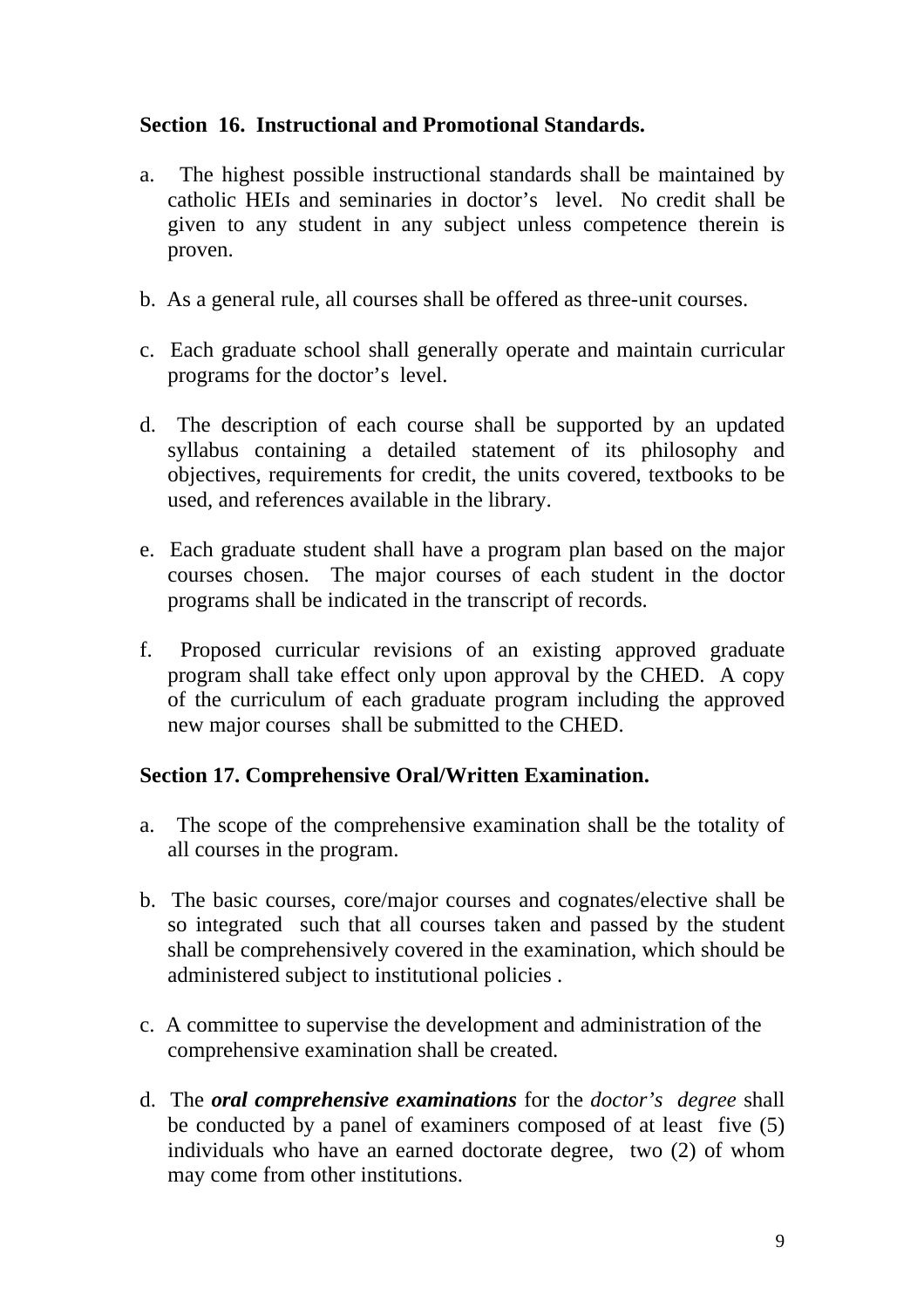**Section 16. Instructional and Promotional Standards.**

a. The highest possible instructional standards shall be maintained by catholic HEIs and seminaries in doctor's level. No credit shall be given to any student in any subject unless competence therein is proven.

b. As a general rule, all courses shall be offered as three-unit courses.

c. Each graduate school shall generally operate and maintain curricular programs for the doctor's level.

d. The description of each course shall be supported by an updated syllabus containing a detailed statement of its philosophy and objectives, requirements for credit, the units covered, textbooks to be used, and references available in the library.

e. Each graduate student shall have a program plan based on the major courses chosen. The major courses of each student in the doctor programs shall be indicated in the transcript of records.

f. Proposed curricular revisions of an existing approved graduate program shall take effect only upon approval by the CHED. A copy of the curriculum of each graduate program including the approved new major courses shall be submitted to the CHED.

**Section 17. Comprehensive Oral/Written Examination.**

a. The scope of the comprehensive examination shall be the totality of all courses in the program.

b. The basic courses, core/major courses and cognates/elective shall be so integrated such that all courses taken and passed by the student shall be comprehensively covered in the examination, which should be administered subject to institutional policies .

c. A committee to supervise the development and administration of the comprehensive examination shall be created.

d. The ***oral comprehensive examinations*** for the *doctor's degree* shall be conducted by a panel of examiners composed of at least five (5) individuals who have an earned doctorate degree, two (2) of whom may come from other institutions.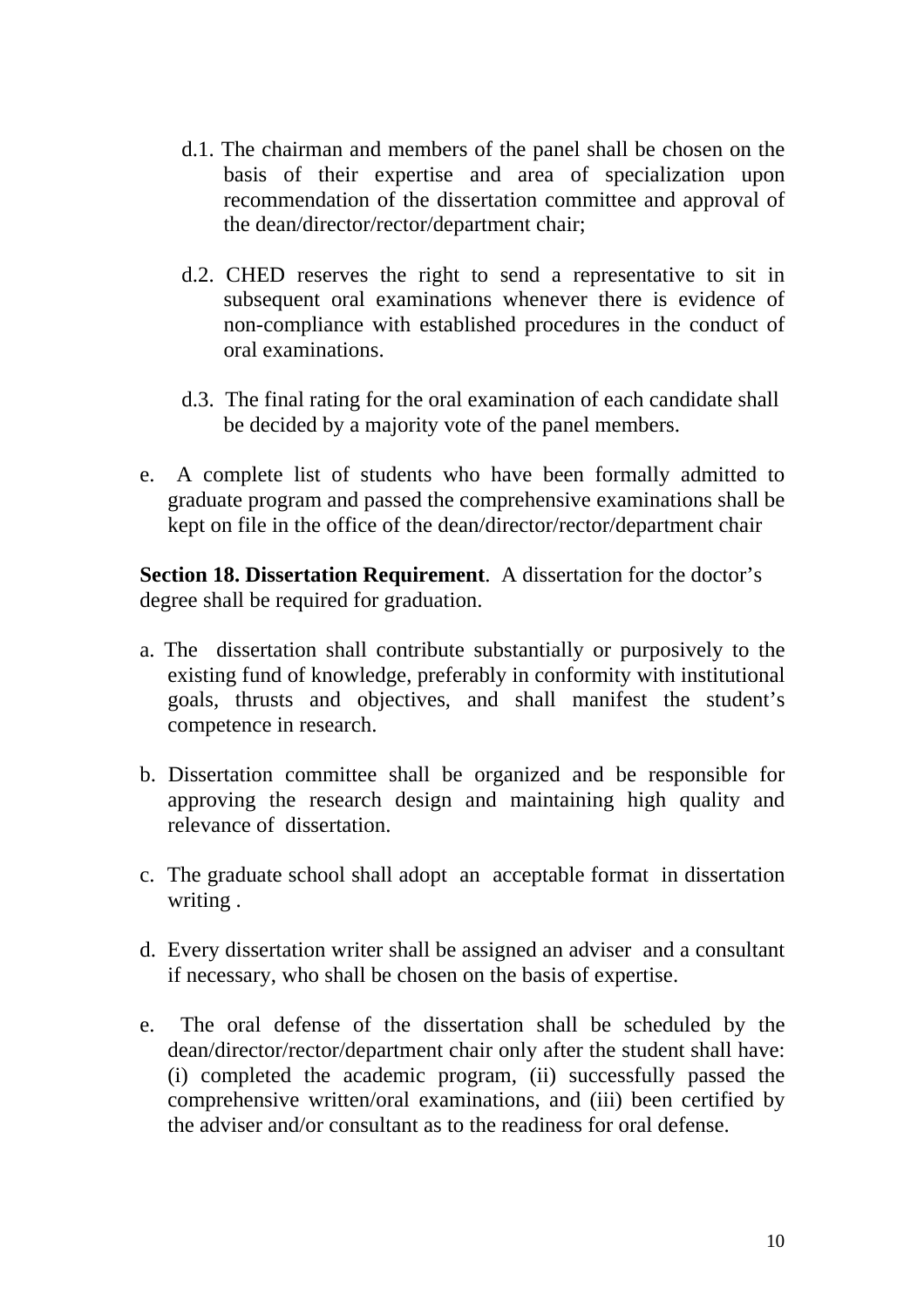d.1. The chairman and members of the panel shall be chosen on the basis of their expertise and area of specialization upon recommendation of the dissertation committee and approval of the dean/director/rector/department chair;

d.2. CHED reserves the right to send a representative to sit in subsequent oral examinations whenever there is evidence of non-compliance with established procedures in the conduct of oral examinations.

d.3. The final rating for the oral examination of each candidate shall be decided by a majority vote of the panel members.

e. A complete list of students who have been formally admitted to graduate program and passed the comprehensive examinations shall be kept on file in the office of the dean/director/rector/department chair

**Section 18. Dissertation Requirement**. A dissertation for the doctor's degree shall be required for graduation.

a. The dissertation shall contribute substantially or purposively to the existing fund of knowledge, preferably in conformity with institutional goals, thrusts and objectives, and shall manifest the student's competence in research.

b. Dissertation committee shall be organized and be responsible for approving the research design and maintaining high quality and relevance of dissertation.

c. The graduate school shall adopt an acceptable format in dissertation writing .

d. Every dissertation writer shall be assigned an adviser and a consultant if necessary, who shall be chosen on the basis of expertise.

e. The oral defense of the dissertation shall be scheduled by the dean/director/rector/department chair only after the student shall have: (i) completed the academic program, (ii) successfully passed the comprehensive written/oral examinations, and (iii) been certified by the adviser and/or consultant as to the readiness for oral defense.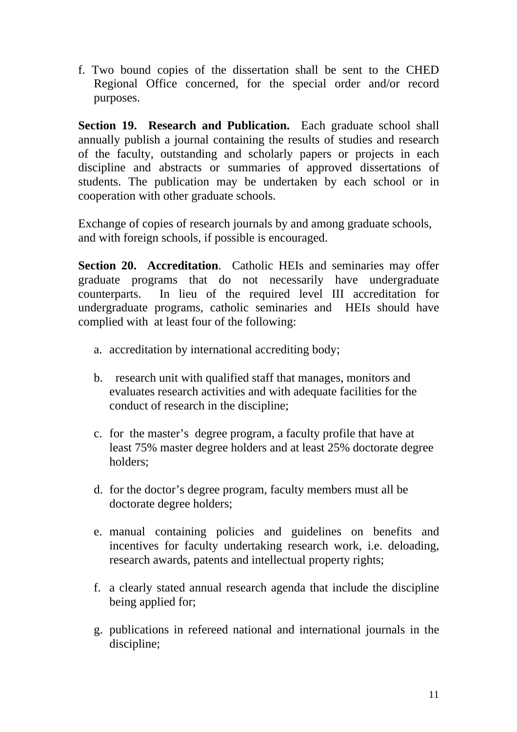f. Two bound copies of the dissertation shall be sent to the CHED Regional Office concerned, for the special order and/or record purposes.

**Section 19. Research and Publication.** Each graduate school shall annually publish a journal containing the results of studies and research of the faculty, outstanding and scholarly papers or projects in each discipline and abstracts or summaries of approved dissertations of students. The publication may be undertaken by each school or in cooperation with other graduate schools.

Exchange of copies of research journals by and among graduate schools, and with foreign schools, if possible is encouraged.

**Section 20. Accreditation**. Catholic HEIs and seminaries may offer graduate programs that do not necessarily have undergraduate counterparts. In lieu of the required level III accreditation for undergraduate programs, catholic seminaries and HEIs should have complied with at least four of the following:

a. accreditation by international accrediting body;

b. research unit with qualified staff that manages, monitors and evaluates research activities and with adequate facilities for the conduct of research in the discipline;

c. for the master's degree program, a faculty profile that have at least 75% master degree holders and at least 25% doctorate degree holders;

d. for the doctor's degree program, faculty members must all be doctorate degree holders;

e. manual containing policies and guidelines on benefits and incentives for faculty undertaking research work, i.e. deloading, research awards, patents and intellectual property rights;

f. a clearly stated annual research agenda that include the discipline being applied for;

g. publications in refereed national and international journals in the discipline;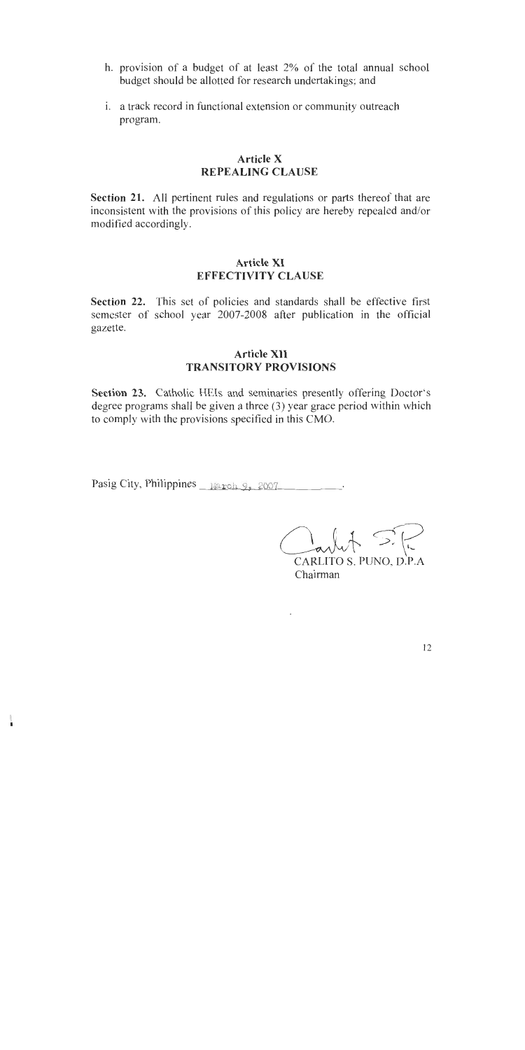h. provision of a budget of at least 2% of the total annual school budget should be allotted for research undertakings; and

i. a track record in functional extension or community outreach program.

## Article X
## REPEALING CLAUSE

**Section 21.** All pertinent rules and regulations or parts thereof that are inconsistent with the provisions of this policy are hereby repealed and/or modified accordingly.

## Article XI
## EFFECTIVITY CLAUSE

**Section 22.** This set of policies and standards shall be effective first semester of school year 2007-2008 after publication in the official gazette.

## Article XII
## TRANSITORY PROVISIONS

**Section 23.** Catholic HEIs and seminaries presently offering Doctor's degree programs shall be given a three (3) year grace period within which to comply with the provisions specified in this CMO.

Pasig City, Philippines March 9, 2007.

CARLITO S. PUNO, D.P.A
Chairman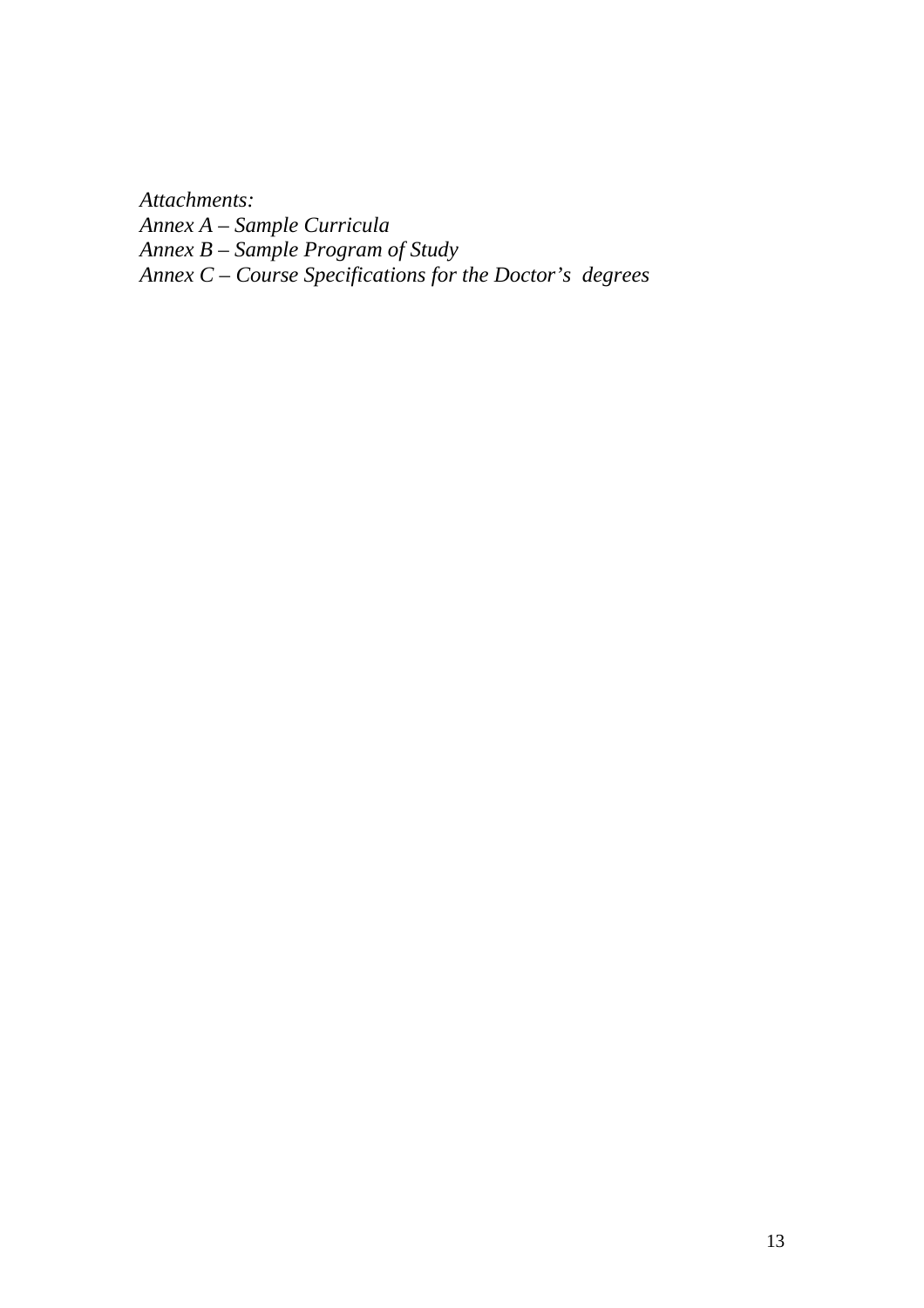*Attachments:*
*Annex A – Sample Curricula*
*Annex B – Sample Program of Study*
*Annex C – Course Specifications for the Doctor's degrees*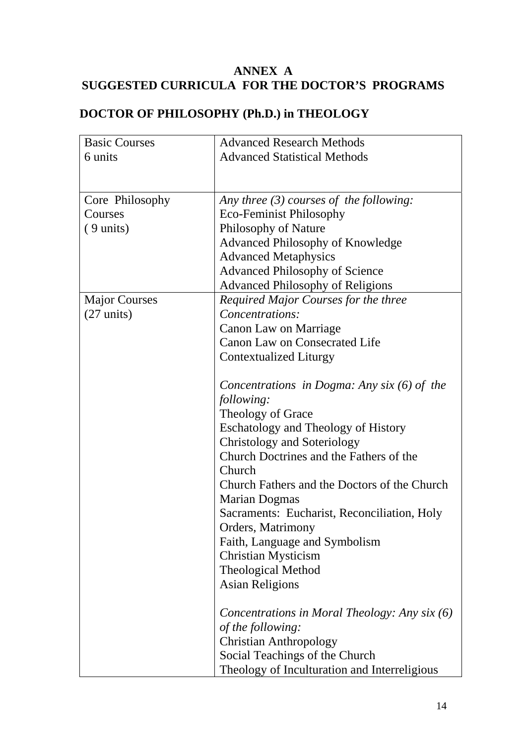# ANNEX A
# SUGGESTED CURRICULA FOR THE DOCTOR'S PROGRAMS

## DOCTOR OF PHILOSOPHY (Ph.D.) in THEOLOGY

| | |
|---|---|
| Basic Courses<br>6 units | Advanced Research Methods<br>Advanced Statistical Methods |
| Core Philosophy Courses<br>( 9 units) | *Any three (3) courses of the following:*<br>Eco-Feminist Philosophy<br>Philosophy of Nature<br>Advanced Philosophy of Knowledge<br>Advanced Metaphysics<br>Advanced Philosophy of Science<br>Advanced Philosophy of Religions |
| Major Courses<br>(27 units) | *Required Major Courses for the three Concentrations:*<br>Canon Law on Marriage<br>Canon Law on Consecrated Life<br>Contextualized Liturgy<br><br>*Concentrations in Dogma: Any six (6) of the following:*<br>Theology of Grace<br>Eschatology and Theology of History<br>Christology and Soteriology<br>Church Doctrines and the Fathers of the Church<br>Church Fathers and the Doctors of the Church<br>Marian Dogmas<br>Sacraments: Eucharist, Reconciliation, Holy Orders, Matrimony<br>Faith, Language and Symbolism<br>Christian Mysticism<br>Theological Method<br>Asian Religions<br><br>*Concentrations in Moral Theology: Any six (6) of the following:*<br>Christian Anthropology<br>Social Teachings of the Church<br>Theology of Inculturation and Interreligious |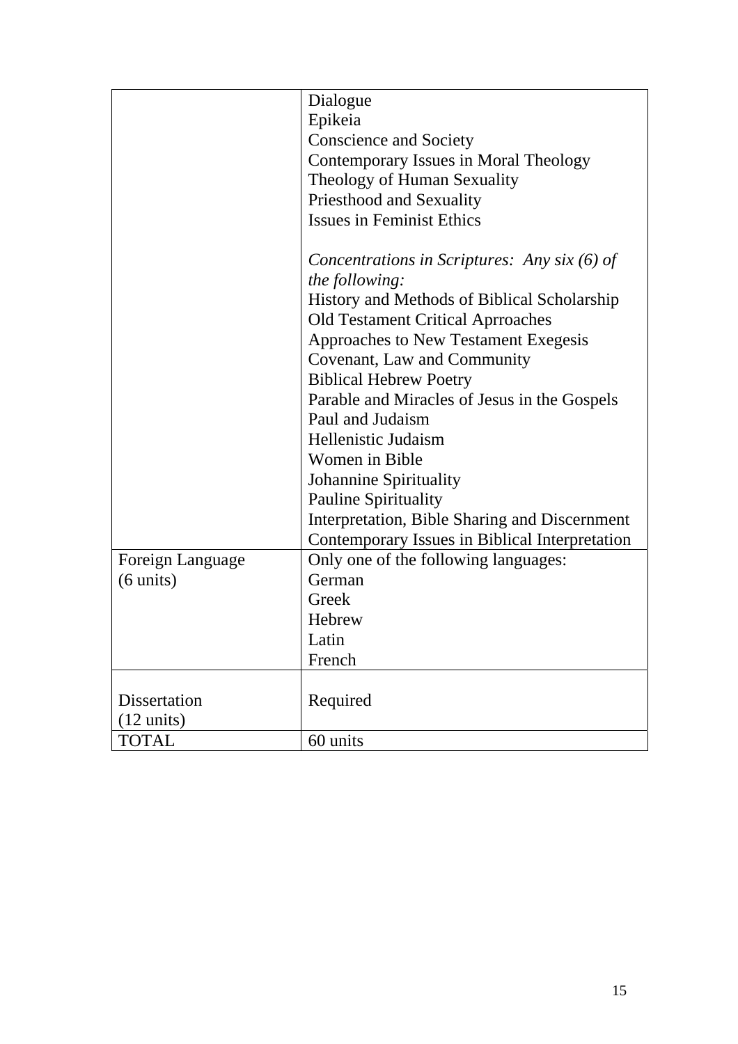| | |
|---|---|
| | Dialogue<br>Epikeia<br>Conscience and Society<br>Contemporary Issues in Moral Theology<br>Theology of Human Sexuality<br>Priesthood and Sexuality<br>Issues in Feminist Ethics<br><br>*Concentrations in Scriptures: Any six (6) of the following:*<br>History and Methods of Biblical Scholarship<br>Old Testament Critical Aprroaches<br>Approaches to New Testament Exegesis<br>Covenant, Law and Community<br>Biblical Hebrew Poetry<br>Parable and Miracles of Jesus in the Gospels<br>Paul and Judaism<br>Hellenistic Judaism<br>Women in Bible<br>Johannine Spirituality<br>Pauline Spirituality<br>Interpretation, Bible Sharing and Discernment<br>Contemporary Issues in Biblical Interpretation |
| Foreign Language<br>(6 units) | Only one of the following languages:<br>German<br>Greek<br>Hebrew<br>Latin<br>French |
| Dissertation<br>(12 units) | Required |
| TOTAL | 60 units |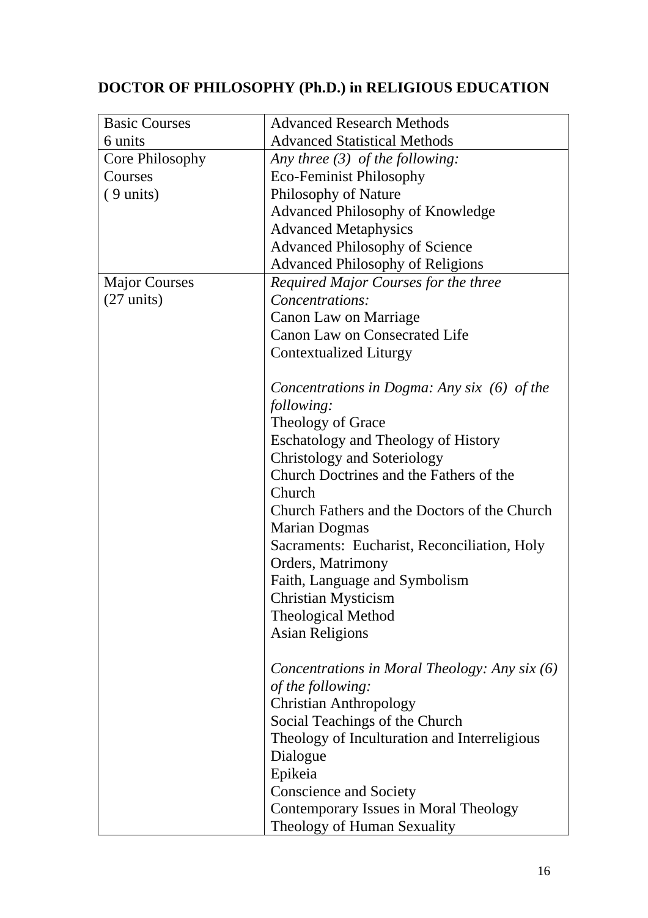## DOCTOR OF PHILOSOPHY (Ph.D.) in RELIGIOUS EDUCATION

| | |
|---|---|
| Basic Courses<br>6 units | Advanced Research Methods<br>Advanced Statistical Methods |
| Core Philosophy Courses<br>( 9 units) | *Any three (3) of the following:*<br>Eco-Feminist Philosophy<br>Philosophy of Nature<br>Advanced Philosophy of Knowledge<br>Advanced Metaphysics<br>Advanced Philosophy of Science<br>Advanced Philosophy of Religions |
| Major Courses<br>(27 units) | *Required Major Courses for the three Concentrations:*<br>Canon Law on Marriage<br>Canon Law on Consecrated Life<br>Contextualized Liturgy<br><br>*Concentrations in Dogma: Any six (6) of the following:*<br>Theology of Grace<br>Eschatology and Theology of History<br>Christology and Soteriology<br>Church Doctrines and the Fathers of the Church<br>Church Fathers and the Doctors of the Church<br>Marian Dogmas<br>Sacraments: Eucharist, Reconciliation, Holy Orders, Matrimony<br>Faith, Language and Symbolism<br>Christian Mysticism<br>Theological Method<br>Asian Religions<br><br>*Concentrations in Moral Theology: Any six (6) of the following:*<br>Christian Anthropology<br>Social Teachings of the Church<br>Theology of Inculturation and Interreligious Dialogue<br>Epikeia<br>Conscience and Society<br>Contemporary Issues in Moral Theology<br>Theology of Human Sexuality |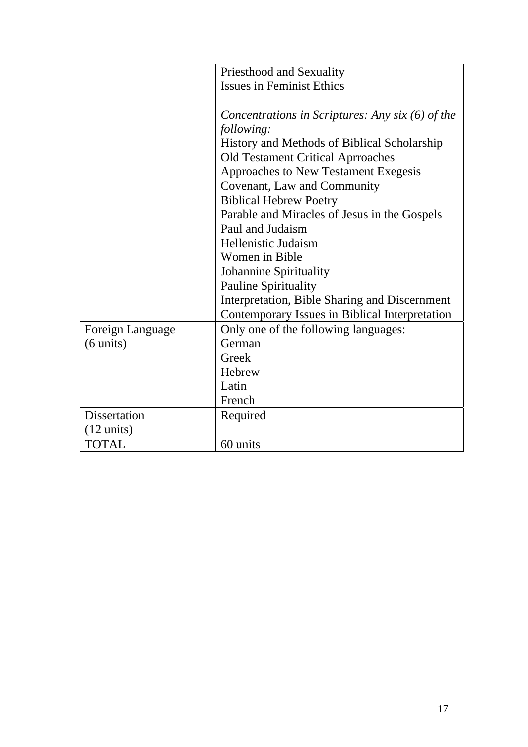| | |
|---|---|
| | Priesthood and Sexuality<br>Issues in Feminist Ethics<br><br>*Concentrations in Scriptures: Any six (6) of the following:*<br>History and Methods of Biblical Scholarship<br>Old Testament Critical Aprroaches<br>Approaches to New Testament Exegesis<br>Covenant, Law and Community<br>Biblical Hebrew Poetry<br>Parable and Miracles of Jesus in the Gospels<br>Paul and Judaism<br>Hellenistic Judaism<br>Women in Bible<br>Johannine Spirituality<br>Pauline Spirituality<br>Interpretation, Bible Sharing and Discernment<br>Contemporary Issues in Biblical Interpretation |
| Foreign Language<br>(6 units) | Only one of the following languages:<br>German<br>Greek<br>Hebrew<br>Latin<br>French |
| Dissertation<br>(12 units) | Required |
| TOTAL | 60 units |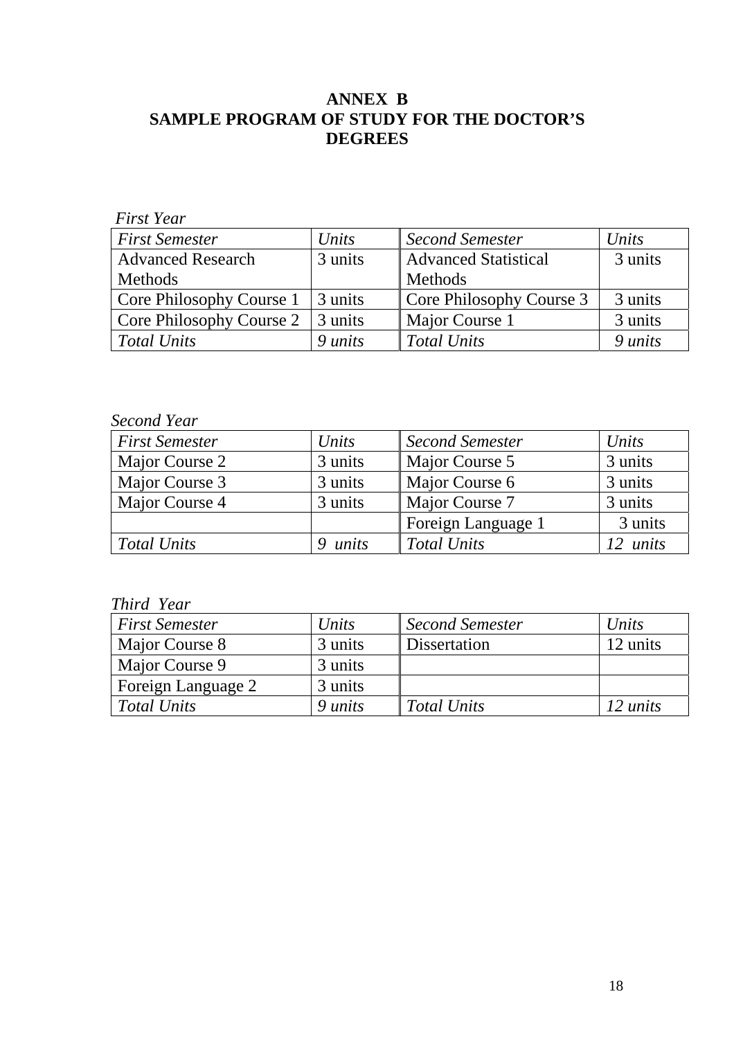# ANNEX B
# SAMPLE PROGRAM OF STUDY FOR THE DOCTOR'S DEGREES

*First Year*

| *First Semester* | *Units* | *Second Semester* | *Units* |
|---|---|---|---|
| Advanced Research Methods | 3 units | Advanced Statistical Methods | 3 units |
| Core Philosophy Course 1 | 3 units | Core Philosophy Course 3 | 3 units |
| Core Philosophy Course 2 | 3 units | Major Course 1 | 3 units |
| *Total Units* | *9 units* | *Total Units* | *9 units* |

*Second Year*

| *First Semester* | *Units* | *Second Semester* | *Units* |
|---|---|---|---|
| Major Course 2 | 3 units | Major Course 5 | 3 units |
| Major Course 3 | 3 units | Major Course 6 | 3 units |
| Major Course 4 | 3 units | Major Course 7 | 3 units |
| | | Foreign Language 1 | 3 units |
| *Total Units* | *9 units* | *Total Units* | *12 units* |

*Third Year*

| *First Semester* | *Units* | *Second Semester* | *Units* |
|---|---|---|---|
| Major Course 8 | 3 units | Dissertation | 12 units |
| Major Course 9 | 3 units | | |
| Foreign Language 2 | 3 units | | |
| *Total Units* | *9 units* | *Total Units* | *12 units* |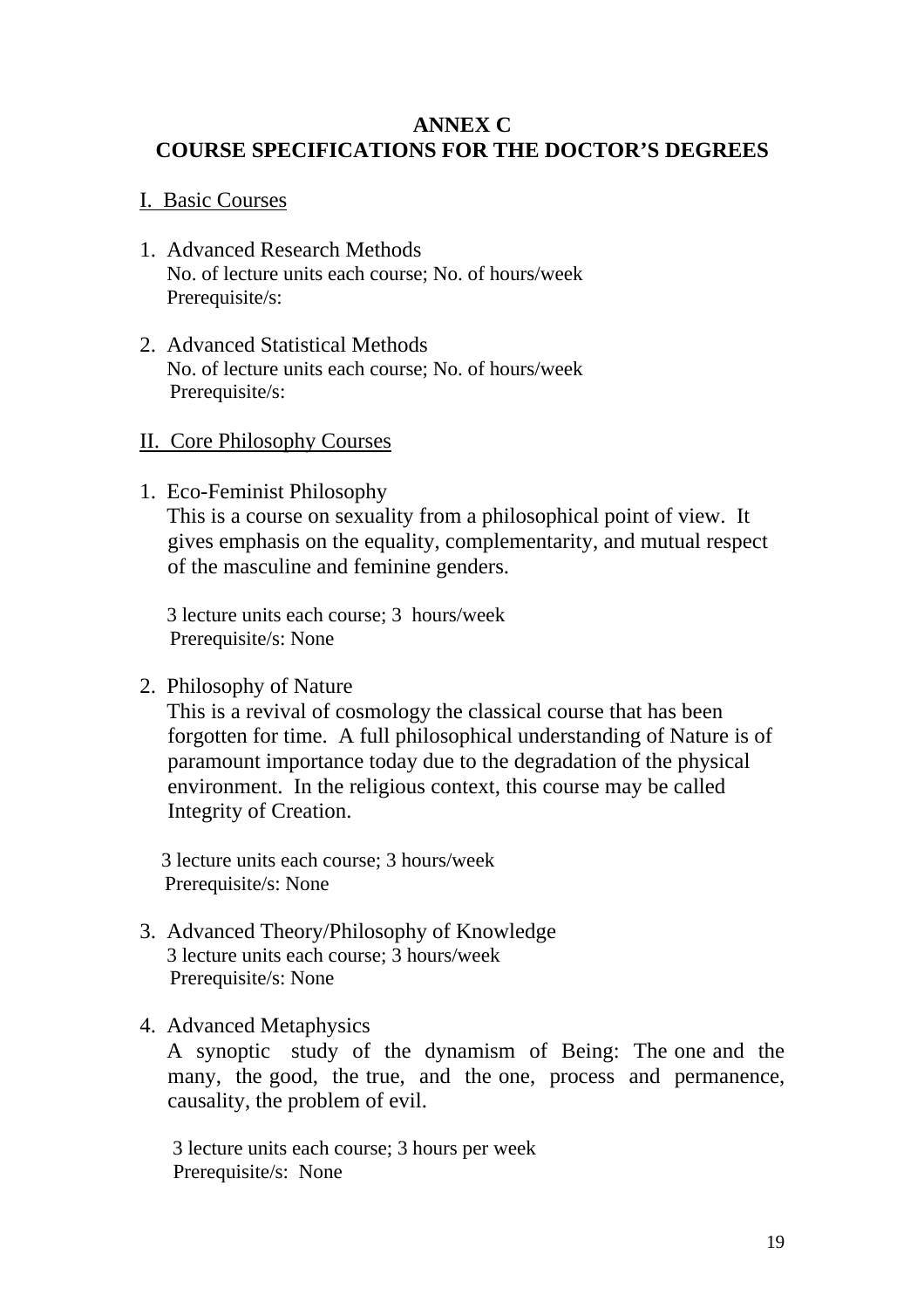# ANNEX C
# COURSE SPECIFICATIONS FOR THE DOCTOR'S DEGREES

## I. Basic Courses

1. Advanced Research Methods
   No. of lecture units each course; No. of hours/week
   Prerequisite/s:

2. Advanced Statistical Methods
   No. of lecture units each course; No. of hours/week
   Prerequisite/s:

## II. Core Philosophy Courses

1. Eco-Feminist Philosophy
   This is a course on sexuality from a philosophical point of view. It gives emphasis on the equality, complementarity, and mutual respect of the masculine and feminine genders.

   3 lecture units each course; 3 hours/week
   Prerequisite/s: None

2. Philosophy of Nature
   This is a revival of cosmology the classical course that has been forgotten for time. A full philosophical understanding of Nature is of paramount importance today due to the degradation of the physical environment. In the religious context, this course may be called Integrity of Creation.

   3 lecture units each course; 3 hours/week
   Prerequisite/s: None

3. Advanced Theory/Philosophy of Knowledge
   3 lecture units each course; 3 hours/week
   Prerequisite/s: None

4. Advanced Metaphysics
   A synoptic study of the dynamism of Being: The one and the many, the good, the true, and the one, process and permanence, causality, the problem of evil.

   3 lecture units each course; 3 hours per week
   Prerequisite/s: None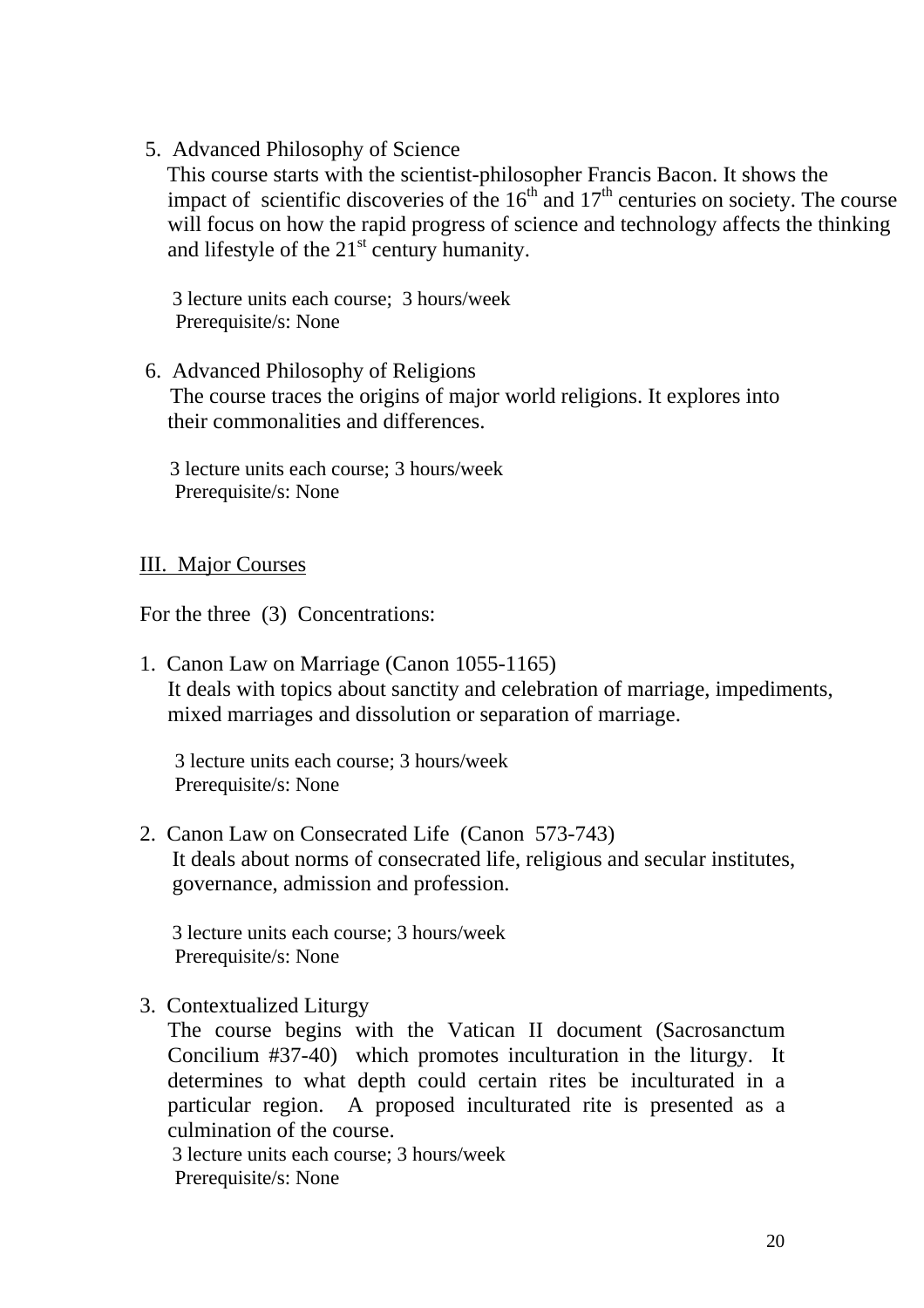5. Advanced Philosophy of Science

   This course starts with the scientist-philosopher Francis Bacon. It shows the impact of scientific discoveries of the 16th and 17th centuries on society. The course will focus on how the rapid progress of science and technology affects the thinking and lifestyle of the 21st century humanity.

   3 lecture units each course; 3 hours/week
   Prerequisite/s: None

6. Advanced Philosophy of Religions

   The course traces the origins of major world religions. It explores into their commonalities and differences.

   3 lecture units each course; 3 hours/week
   Prerequisite/s: None

## III. Major Courses

For the three (3) Concentrations:

1. Canon Law on Marriage (Canon 1055-1165)

   It deals with topics about sanctity and celebration of marriage, impediments, mixed marriages and dissolution or separation of marriage.

   3 lecture units each course; 3 hours/week
   Prerequisite/s: None

2. Canon Law on Consecrated Life (Canon 573-743)

   It deals about norms of consecrated life, religious and secular institutes, governance, admission and profession.

   3 lecture units each course; 3 hours/week
   Prerequisite/s: None

3. Contextualized Liturgy

   The course begins with the Vatican II document (Sacrosanctum Concilium #37-40) which promotes inculturation in the liturgy. It determines to what depth could certain rites be inculturated in a particular region. A proposed inculturated rite is presented as a culmination of the course.

   3 lecture units each course; 3 hours/week
   Prerequisite/s: None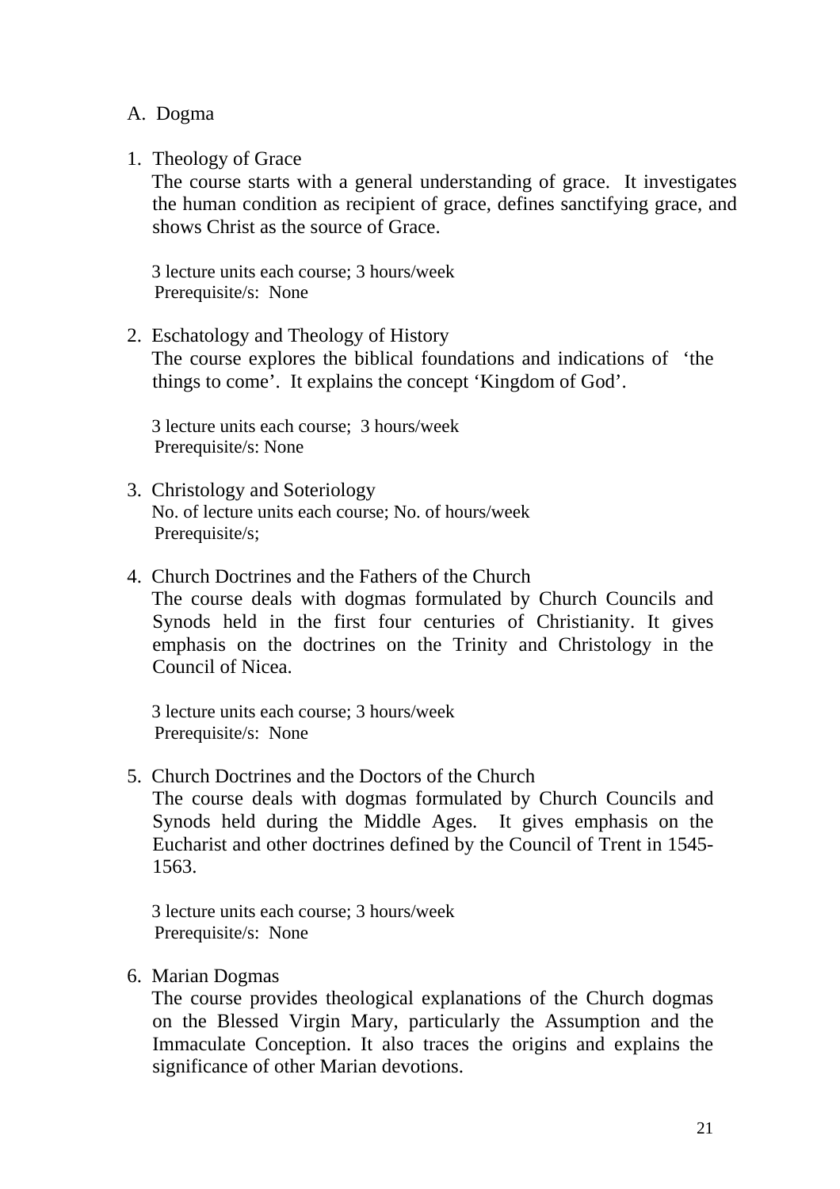A. Dogma

1. Theology of Grace

   The course starts with a general understanding of grace. It investigates the human condition as recipient of grace, defines sanctifying grace, and shows Christ as the source of Grace.

   3 lecture units each course; 3 hours/week
   Prerequisite/s: None

2. Eschatology and Theology of History

   The course explores the biblical foundations and indications of 'the things to come'. It explains the concept 'Kingdom of God'.

   3 lecture units each course; 3 hours/week
   Prerequisite/s: None

3. Christology and Soteriology

   No. of lecture units each course; No. of hours/week
   Prerequisite/s;

4. Church Doctrines and the Fathers of the Church

   The course deals with dogmas formulated by Church Councils and Synods held in the first four centuries of Christianity. It gives emphasis on the doctrines on the Trinity and Christology in the Council of Nicea.

   3 lecture units each course; 3 hours/week
   Prerequisite/s: None

5. Church Doctrines and the Doctors of the Church

   The course deals with dogmas formulated by Church Councils and Synods held during the Middle Ages. It gives emphasis on the Eucharist and other doctrines defined by the Council of Trent in 1545-1563.

   3 lecture units each course; 3 hours/week
   Prerequisite/s: None

6. Marian Dogmas

   The course provides theological explanations of the Church dogmas on the Blessed Virgin Mary, particularly the Assumption and the Immaculate Conception. It also traces the origins and explains the significance of other Marian devotions.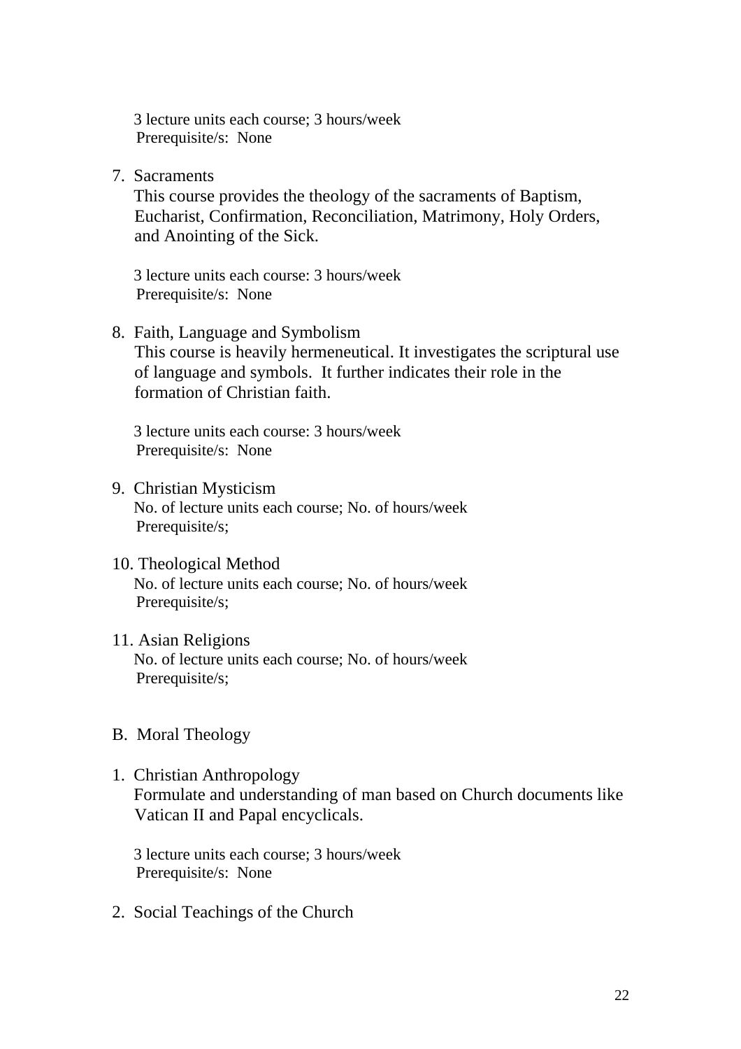3 lecture units each course; 3 hours/week
Prerequisite/s:  None

7. Sacraments

   This course provides the theology of the sacraments of Baptism, Eucharist, Confirmation, Reconciliation, Matrimony, Holy Orders, and Anointing of the Sick.

   3 lecture units each course: 3 hours/week
   Prerequisite/s:  None

8. Faith, Language and Symbolism

   This course is heavily hermeneutical. It investigates the scriptural use of language and symbols.  It further indicates their role in the formation of Christian faith.

   3 lecture units each course: 3 hours/week
   Prerequisite/s:  None

9. Christian Mysticism

   No. of lecture units each course; No. of hours/week
   Prerequisite/s;

10. Theological Method

    No. of lecture units each course; No. of hours/week
    Prerequisite/s;

11. Asian Religions

    No. of lecture units each course; No. of hours/week
    Prerequisite/s;

B.  Moral Theology

1. Christian Anthropology

   Formulate and understanding of man based on Church documents like Vatican II and Papal encyclicals.

   3 lecture units each course; 3 hours/week
   Prerequisite/s:  None

2. Social Teachings of the Church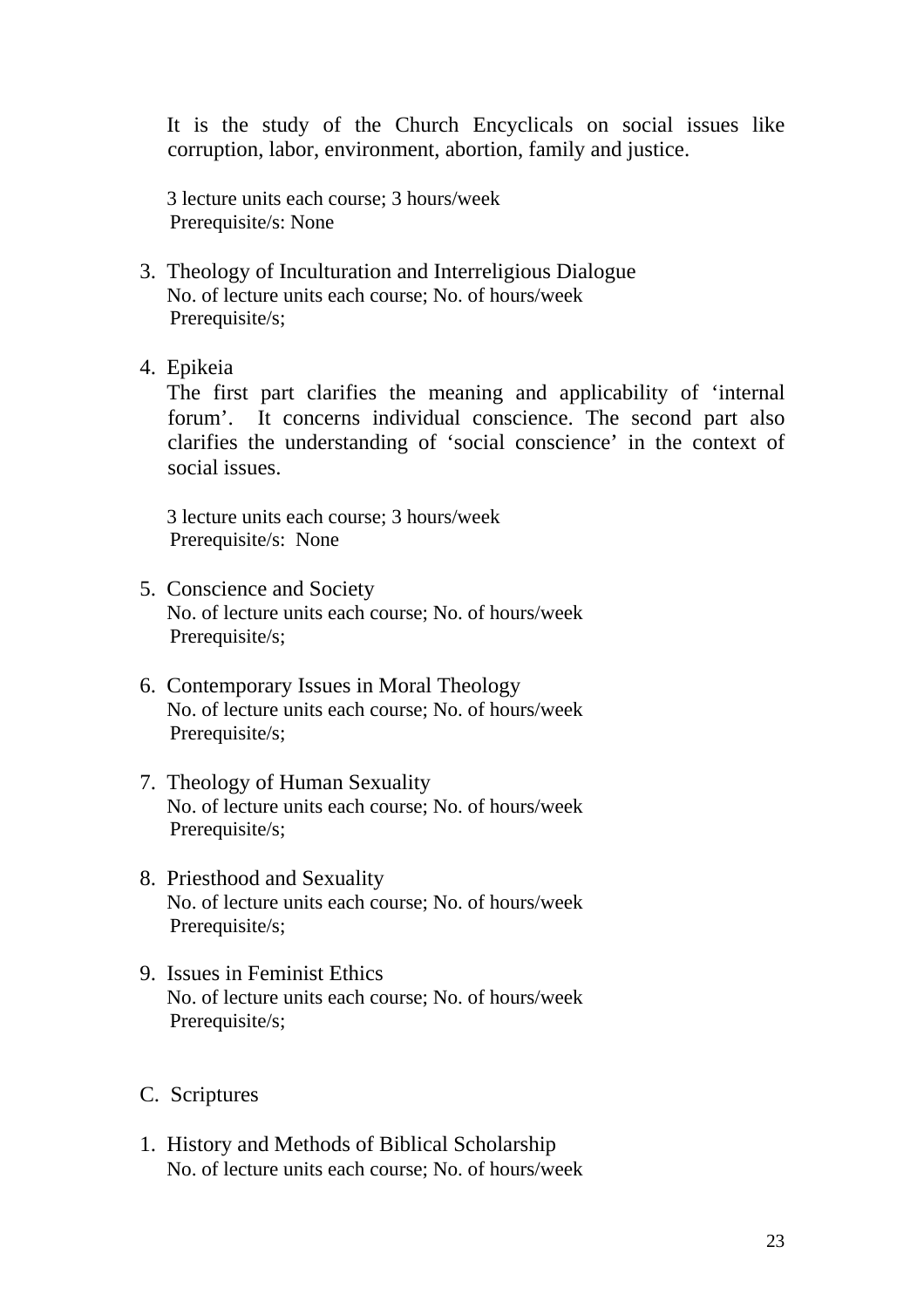It is the study of the Church Encyclicals on social issues like corruption, labor, environment, abortion, family and justice.

3 lecture units each course; 3 hours/week
Prerequisite/s: None

3. Theology of Inculturation and Interreligious Dialogue
   No. of lecture units each course; No. of hours/week
   Prerequisite/s;

4. Epikeia
   The first part clarifies the meaning and applicability of 'internal forum'. It concerns individual conscience. The second part also clarifies the understanding of 'social conscience' in the context of social issues.

   3 lecture units each course; 3 hours/week
   Prerequisite/s: None

5. Conscience and Society
   No. of lecture units each course; No. of hours/week
   Prerequisite/s;

6. Contemporary Issues in Moral Theology
   No. of lecture units each course; No. of hours/week
   Prerequisite/s;

7. Theology of Human Sexuality
   No. of lecture units each course; No. of hours/week
   Prerequisite/s;

8. Priesthood and Sexuality
   No. of lecture units each course; No. of hours/week
   Prerequisite/s;

9. Issues in Feminist Ethics
   No. of lecture units each course; No. of hours/week
   Prerequisite/s;

C. Scriptures

1. History and Methods of Biblical Scholarship
   No. of lecture units each course; No. of hours/week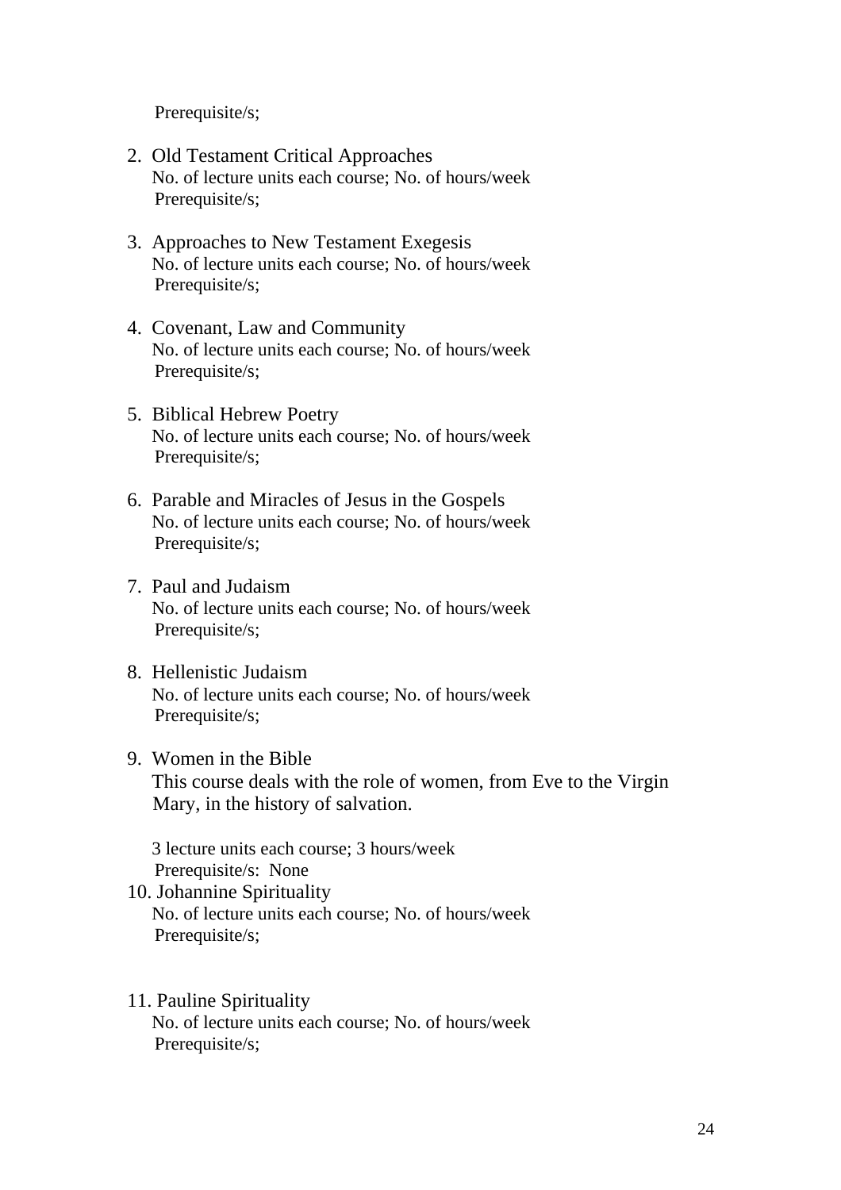Prerequisite/s;

2. Old Testament Critical Approaches
   No. of lecture units each course; No. of hours/week
   Prerequisite/s;

3. Approaches to New Testament Exegesis
   No. of lecture units each course; No. of hours/week
   Prerequisite/s;

4. Covenant, Law and Community
   No. of lecture units each course; No. of hours/week
   Prerequisite/s;

5. Biblical Hebrew Poetry
   No. of lecture units each course; No. of hours/week
   Prerequisite/s;

6. Parable and Miracles of Jesus in the Gospels
   No. of lecture units each course; No. of hours/week
   Prerequisite/s;

7. Paul and Judaism
   No. of lecture units each course; No. of hours/week
   Prerequisite/s;

8. Hellenistic Judaism
   No. of lecture units each course; No. of hours/week
   Prerequisite/s;

9. Women in the Bible
   This course deals with the role of women, from Eve to the Virgin Mary, in the history of salvation.

   3 lecture units each course; 3 hours/week
   Prerequisite/s: None

10. Johannine Spirituality
    No. of lecture units each course; No. of hours/week
    Prerequisite/s;

11. Pauline Spirituality
    No. of lecture units each course; No. of hours/week
    Prerequisite/s;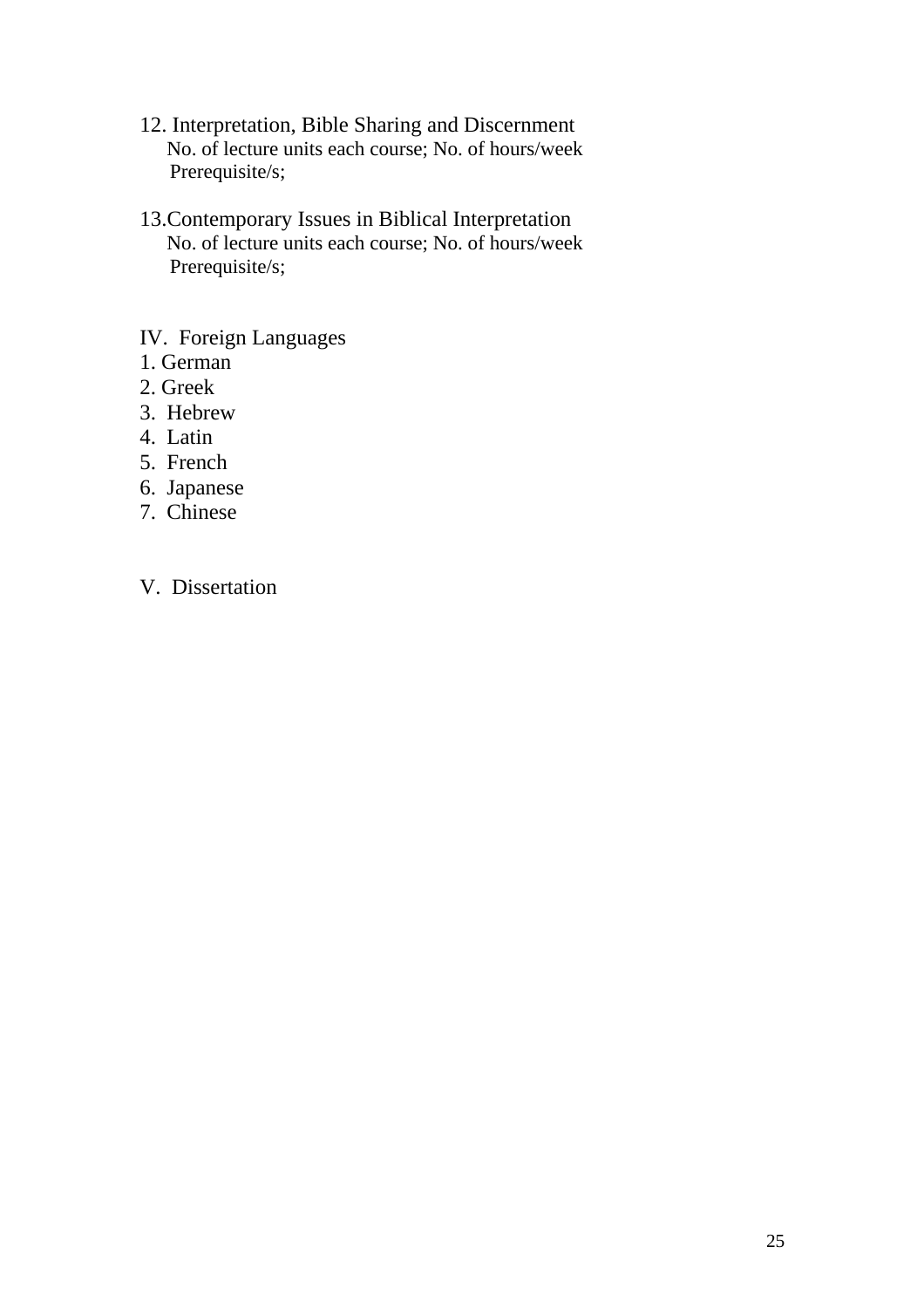12. Interpretation, Bible Sharing and Discernment
    No. of lecture units each course; No. of hours/week
    Prerequisite/s;

13. Contemporary Issues in Biblical Interpretation
    No. of lecture units each course; No. of hours/week
    Prerequisite/s;

## IV. Foreign Languages

1. German
2. Greek
3. Hebrew
4. Latin
5. French
6. Japanese
7. Chinese

## V. Dissertation